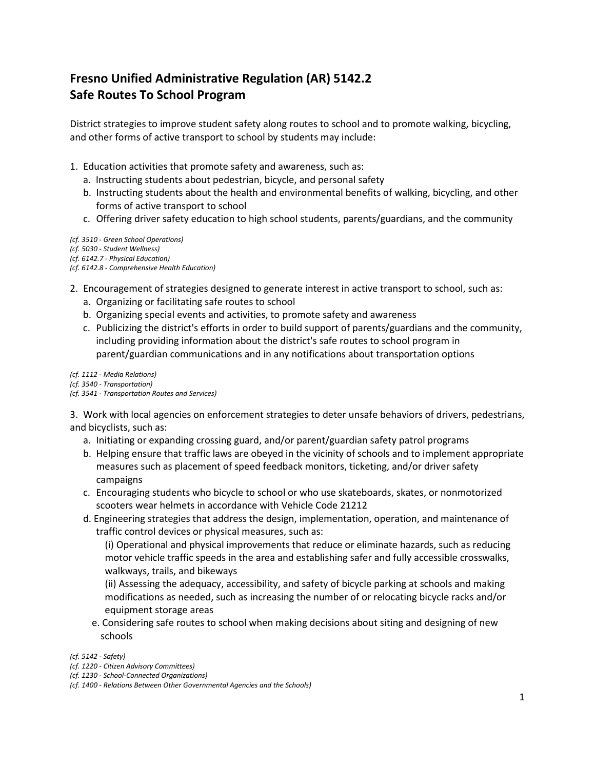# Fresno Unified Administrative Regulation (AR) 5142.2
# Safe Routes To School Program

District strategies to improve student safety along routes to school and to promote walking, bicycling, and other forms of active transport to school by students may include:

1. Education activities that promote safety and awareness, such as:
   a. Instructing students about pedestrian, bicycle, and personal safety
   b. Instructing students about the health and environmental benefits of walking, bicycling, and other forms of active transport to school
   c. Offering driver safety education to high school students, parents/guardians, and the community

*(cf. 3510 - Green School Operations)*
*(cf. 5030 - Student Wellness)*
*(cf. 6142.7 - Physical Education)*
*(cf. 6142.8 - Comprehensive Health Education)*

2. Encouragement of strategies designed to generate interest in active transport to school, such as:
   a. Organizing or facilitating safe routes to school
   b. Organizing special events and activities, to promote safety and awareness
   c. Publicizing the district's efforts in order to build support of parents/guardians and the community, including providing information about the district's safe routes to school program in parent/guardian communications and in any notifications about transportation options

*(cf. 1112 - Media Relations)*
*(cf. 3540 - Transportation)*
*(cf. 3541 - Transportation Routes and Services)*

3. Work with local agencies on enforcement strategies to deter unsafe behaviors of drivers, pedestrians, and bicyclists, such as:
   a. Initiating or expanding crossing guard, and/or parent/guardian safety patrol programs
   b. Helping ensure that traffic laws are obeyed in the vicinity of schools and to implement appropriate measures such as placement of speed feedback monitors, ticketing, and/or driver safety campaigns
   c. Encouraging students who bicycle to school or who use skateboards, skates, or nonmotorized scooters wear helmets in accordance with Vehicle Code 21212
   d. Engineering strategies that address the design, implementation, operation, and maintenance of traffic control devices or physical measures, such as:
      (i) Operational and physical improvements that reduce or eliminate hazards, such as reducing motor vehicle traffic speeds in the area and establishing safer and fully accessible crosswalks, walkways, trails, and bikeways
      (ii) Assessing the adequacy, accessibility, and safety of bicycle parking at schools and making modifications as needed, such as increasing the number of or relocating bicycle racks and/or equipment storage areas
   e. Considering safe routes to school when making decisions about siting and designing of new schools

*(cf. 5142 - Safety)*
*(cf. 1220 - Citizen Advisory Committees)*
*(cf. 1230 - School-Connected Organizations)*
*(cf. 1400 - Relations Between Other Governmental Agencies and the Schools)*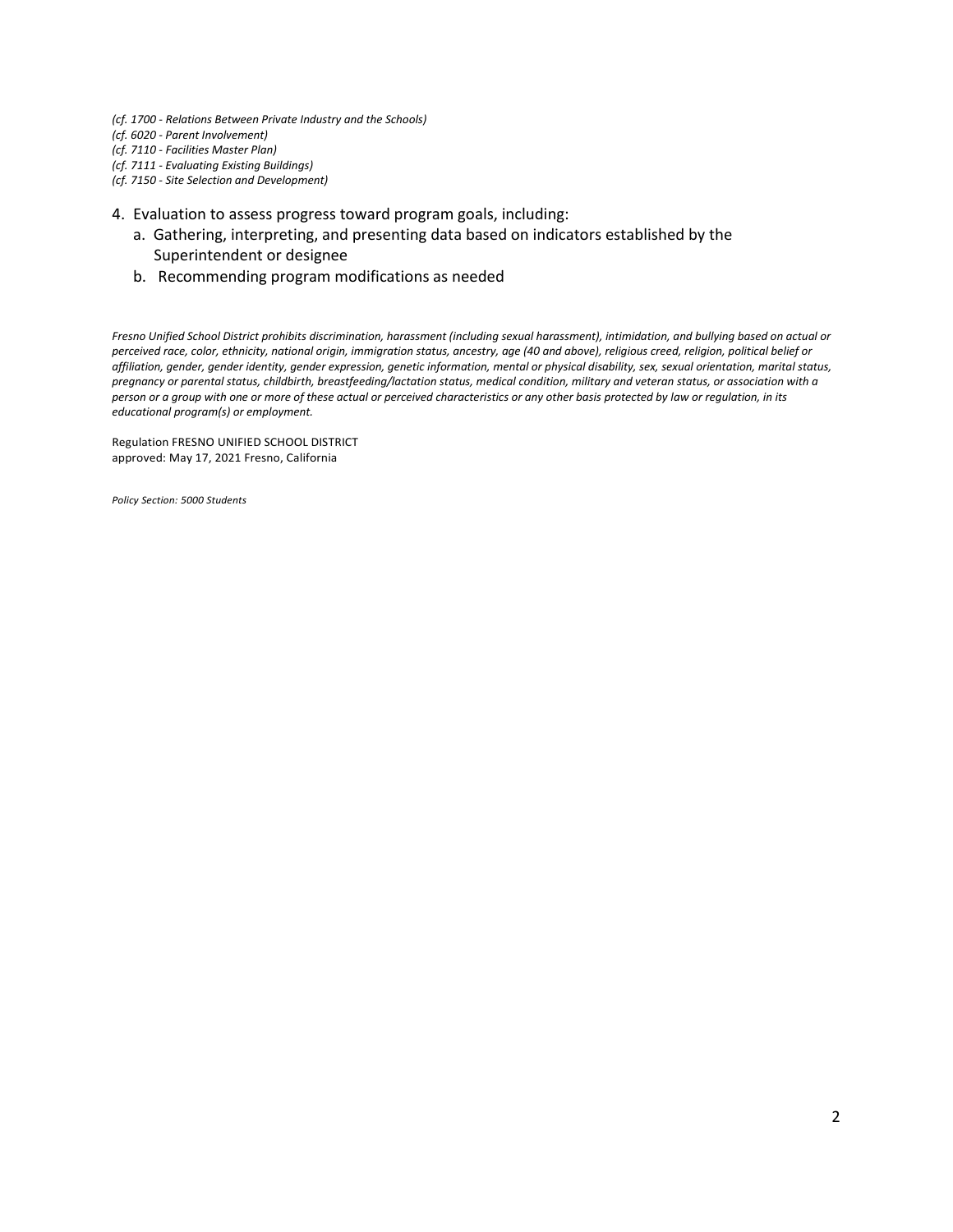*(cf. 1700 - Relations Between Private Industry and the Schools)*
*(cf. 6020 - Parent Involvement)*
*(cf. 7110 - Facilities Master Plan)*
*(cf. 7111 - Evaluating Existing Buildings)*
*(cf. 7150 - Site Selection and Development)*

4. Evaluation to assess progress toward program goals, including:
   a. Gathering, interpreting, and presenting data based on indicators established by the Superintendent or designee
   b. Recommending program modifications as needed

*Fresno Unified School District prohibits discrimination, harassment (including sexual harassment), intimidation, and bullying based on actual or perceived race, color, ethnicity, national origin, immigration status, ancestry, age (40 and above), religious creed, religion, political belief or affiliation, gender, gender identity, gender expression, genetic information, mental or physical disability, sex, sexual orientation, marital status, pregnancy or parental status, childbirth, breastfeeding/lactation status, medical condition, military and veteran status, or association with a person or a group with one or more of these actual or perceived characteristics or any other basis protected by law or regulation, in its educational program(s) or employment.*

Regulation FRESNO UNIFIED SCHOOL DISTRICT
approved: May 17, 2021 Fresno, California

*Policy Section: 5000 Students*